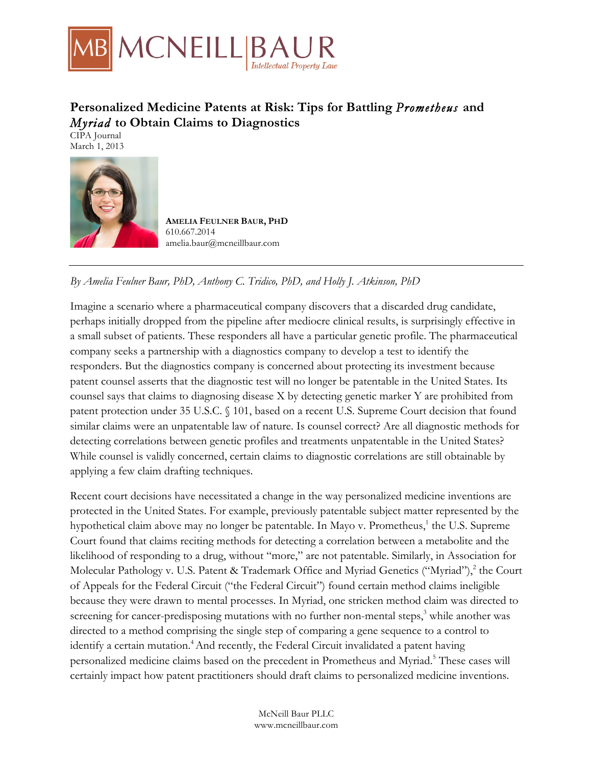# Personalized Medicine Patents at Risk: Tips for Battling *Prometheus* and *Myriad* to Obtain Claims to Diagnostics

CIPA Journal
March 1, 2013

**AMELIA FEULNER BAUR, PHD**
610.667.2014
amelia.baur@mcneillbaur.com

---

*By Amelia Feulner Baur, PhD, Anthony C. Tridico, PhD, and Holly J. Atkinson, PhD*

Imagine a scenario where a pharmaceutical company discovers that a discarded drug candidate, perhaps initially dropped from the pipeline after mediocre clinical results, is surprisingly effective in a small subset of patients. These responders all have a particular genetic profile. The pharmaceutical company seeks a partnership with a diagnostics company to develop a test to identify the responders. But the diagnostics company is concerned about protecting its investment because patent counsel asserts that the diagnostic test will no longer be patentable in the United States. Its counsel says that claims to diagnosing disease X by detecting genetic marker Y are prohibited from patent protection under 35 U.S.C. § 101, based on a recent U.S. Supreme Court decision that found similar claims were an unpatentable law of nature. Is counsel correct? Are all diagnostic methods for detecting correlations between genetic profiles and treatments unpatentable in the United States? While counsel is validly concerned, certain claims to diagnostic correlations are still obtainable by applying a few claim drafting techniques.

Recent court decisions have necessitated a change in the way personalized medicine inventions are protected in the United States. For example, previously patentable subject matter represented by the hypothetical claim above may no longer be patentable. In Mayo v. Prometheus,[1] the U.S. Supreme Court found that claims reciting methods for detecting a correlation between a metabolite and the likelihood of responding to a drug, without "more," are not patentable. Similarly, in Association for Molecular Pathology v. U.S. Patent & Trademark Office and Myriad Genetics ("Myriad"),[2] the Court of Appeals for the Federal Circuit ("the Federal Circuit") found certain method claims ineligible because they were drawn to mental processes. In Myriad, one stricken method claim was directed to screening for cancer-predisposing mutations with no further non-mental steps,[3] while another was directed to a method comprising the single step of comparing a gene sequence to a control to identify a certain mutation.[4] And recently, the Federal Circuit invalidated a patent having personalized medicine claims based on the precedent in Prometheus and Myriad.[5] These cases will certainly impact how patent practitioners should draft claims to personalized medicine inventions.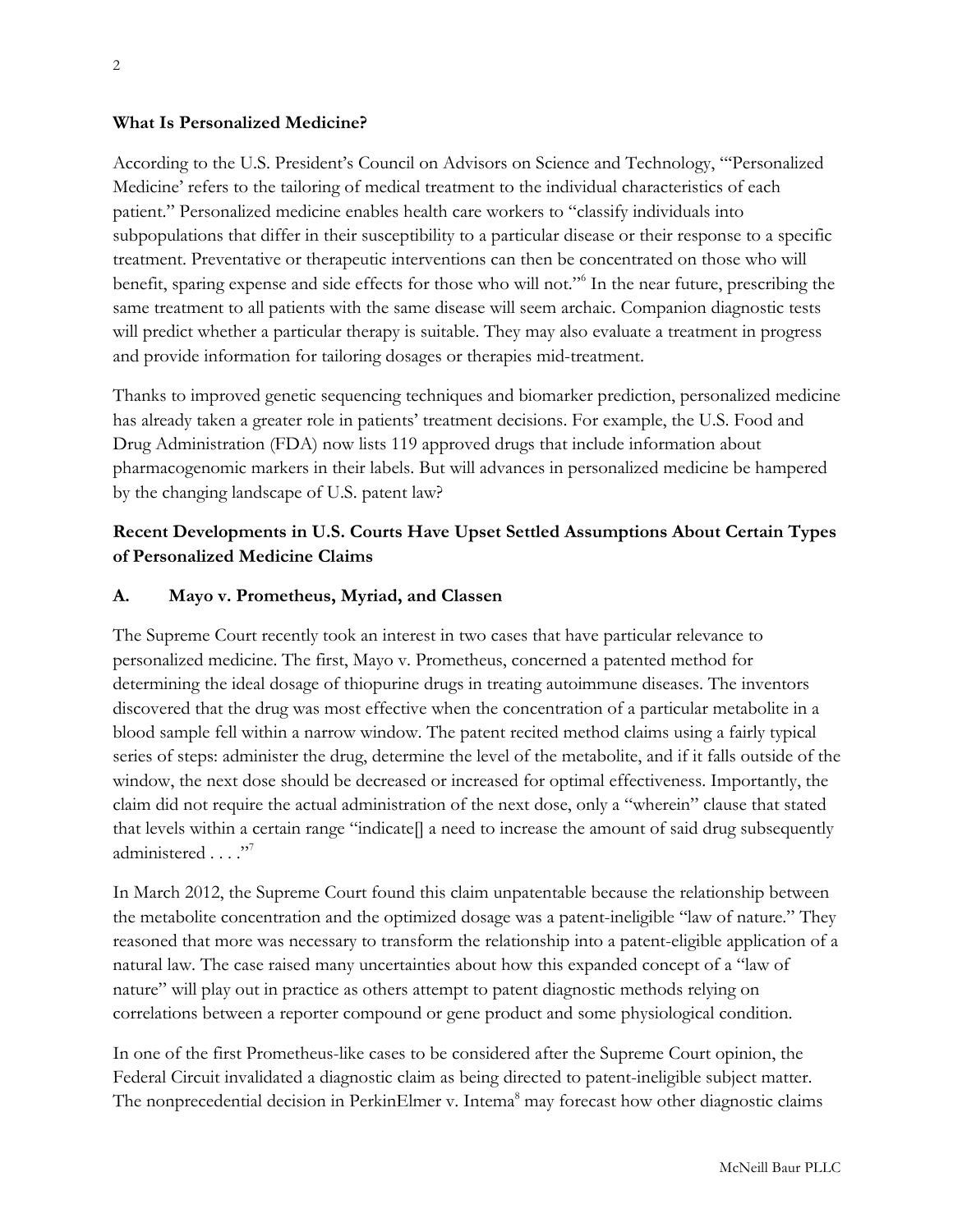**What Is Personalized Medicine?**

According to the U.S. President's Council on Advisors on Science and Technology, "'Personalized Medicine' refers to the tailoring of medical treatment to the individual characteristics of each patient." Personalized medicine enables health care workers to "classify individuals into subpopulations that differ in their susceptibility to a particular disease or their response to a specific treatment. Preventative or therapeutic interventions can then be concentrated on those who will benefit, sparing expense and side effects for those who will not."[6] In the near future, prescribing the same treatment to all patients with the same disease will seem archaic. Companion diagnostic tests will predict whether a particular therapy is suitable. They may also evaluate a treatment in progress and provide information for tailoring dosages or therapies mid-treatment.

Thanks to improved genetic sequencing techniques and biomarker prediction, personalized medicine has already taken a greater role in patients' treatment decisions. For example, the U.S. Food and Drug Administration (FDA) now lists 119 approved drugs that include information about pharmacogenomic markers in their labels. But will advances in personalized medicine be hampered by the changing landscape of U.S. patent law?

**Recent Developments in U.S. Courts Have Upset Settled Assumptions About Certain Types of Personalized Medicine Claims**

**A. Mayo v. Prometheus, Myriad, and Classen**

The Supreme Court recently took an interest in two cases that have particular relevance to personalized medicine. The first, Mayo v. Prometheus, concerned a patented method for determining the ideal dosage of thiopurine drugs in treating autoimmune diseases. The inventors discovered that the drug was most effective when the concentration of a particular metabolite in a blood sample fell within a narrow window. The patent recited method claims using a fairly typical series of steps: administer the drug, determine the level of the metabolite, and if it falls outside of the window, the next dose should be decreased or increased for optimal effectiveness. Importantly, the claim did not require the actual administration of the next dose, only a "wherein" clause that stated that levels within a certain range "indicate[] a need to increase the amount of said drug subsequently administered . . . ."[7]

In March 2012, the Supreme Court found this claim unpatentable because the relationship between the metabolite concentration and the optimized dosage was a patent-ineligible "law of nature." They reasoned that more was necessary to transform the relationship into a patent-eligible application of a natural law. The case raised many uncertainties about how this expanded concept of a "law of nature" will play out in practice as others attempt to patent diagnostic methods relying on correlations between a reporter compound or gene product and some physiological condition.

In one of the first Prometheus-like cases to be considered after the Supreme Court opinion, the Federal Circuit invalidated a diagnostic claim as being directed to patent-ineligible subject matter. The nonprecedential decision in PerkinElmer v. Intema[8] may forecast how other diagnostic claims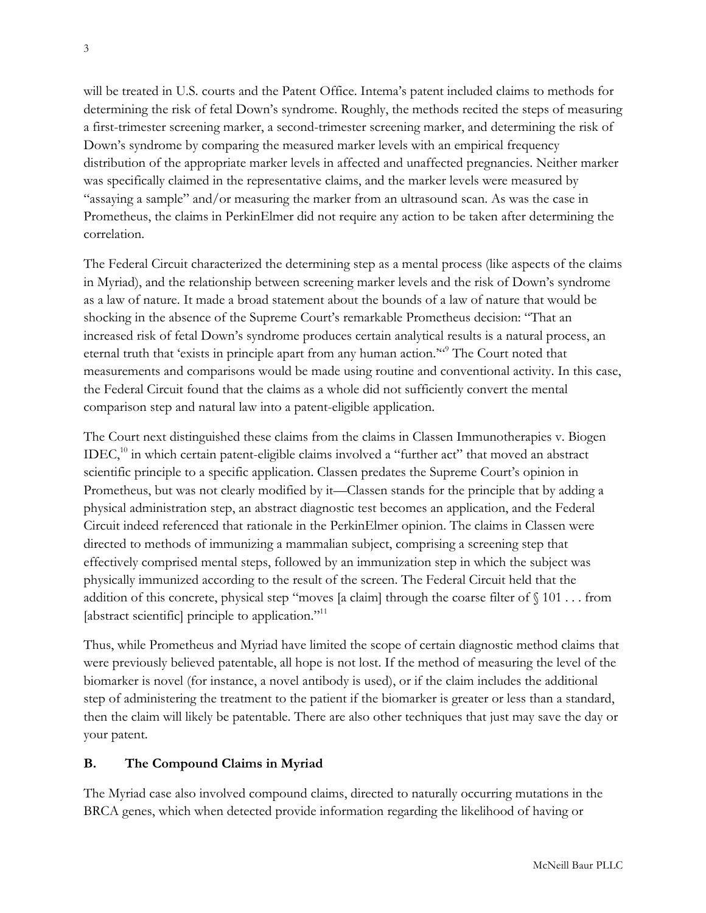will be treated in U.S. courts and the Patent Office. Intema's patent included claims to methods for determining the risk of fetal Down's syndrome. Roughly, the methods recited the steps of measuring a first-trimester screening marker, a second-trimester screening marker, and determining the risk of Down's syndrome by comparing the measured marker levels with an empirical frequency distribution of the appropriate marker levels in affected and unaffected pregnancies. Neither marker was specifically claimed in the representative claims, and the marker levels were measured by "assaying a sample" and/or measuring the marker from an ultrasound scan. As was the case in Prometheus, the claims in PerkinElmer did not require any action to be taken after determining the correlation.

The Federal Circuit characterized the determining step as a mental process (like aspects of the claims in Myriad), and the relationship between screening marker levels and the risk of Down's syndrome as a law of nature. It made a broad statement about the bounds of a law of nature that would be shocking in the absence of the Supreme Court's remarkable Prometheus decision: "That an increased risk of fetal Down's syndrome produces certain analytical results is a natural process, an eternal truth that 'exists in principle apart from any human action.'"[9] The Court noted that measurements and comparisons would be made using routine and conventional activity. In this case, the Federal Circuit found that the claims as a whole did not sufficiently convert the mental comparison step and natural law into a patent-eligible application.

The Court next distinguished these claims from the claims in Classen Immunotherapies v. Biogen IDEC,[10] in which certain patent-eligible claims involved a "further act" that moved an abstract scientific principle to a specific application. Classen predates the Supreme Court's opinion in Prometheus, but was not clearly modified by it—Classen stands for the principle that by adding a physical administration step, an abstract diagnostic test becomes an application, and the Federal Circuit indeed referenced that rationale in the PerkinElmer opinion. The claims in Classen were directed to methods of immunizing a mammalian subject, comprising a screening step that effectively comprised mental steps, followed by an immunization step in which the subject was physically immunized according to the result of the screen. The Federal Circuit held that the addition of this concrete, physical step "moves [a claim] through the coarse filter of § 101 . . . from [abstract scientific] principle to application."[11]

Thus, while Prometheus and Myriad have limited the scope of certain diagnostic method claims that were previously believed patentable, all hope is not lost. If the method of measuring the level of the biomarker is novel (for instance, a novel antibody is used), or if the claim includes the additional step of administering the treatment to the patient if the biomarker is greater or less than a standard, then the claim will likely be patentable. There are also other techniques that just may save the day or your patent.

### B. The Compound Claims in Myriad

The Myriad case also involved compound claims, directed to naturally occurring mutations in the BRCA genes, which when detected provide information regarding the likelihood of having or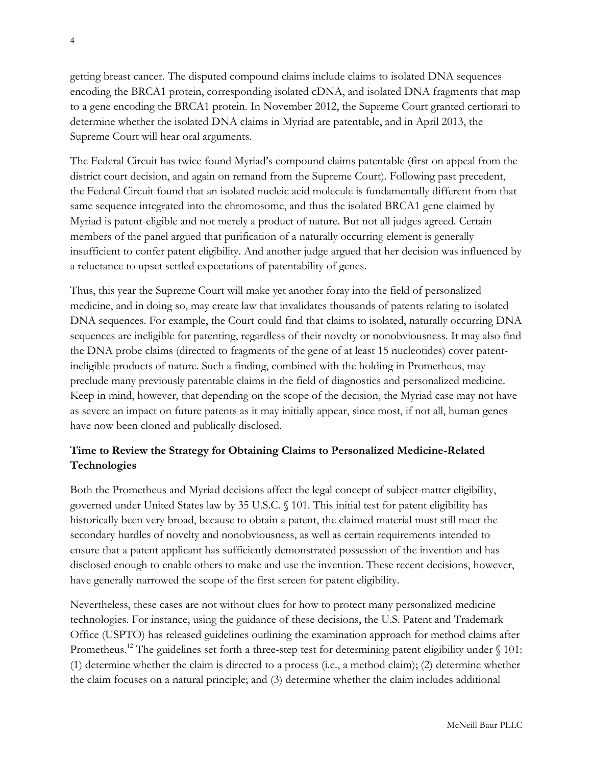getting breast cancer. The disputed compound claims include claims to isolated DNA sequences encoding the BRCA1 protein, corresponding isolated cDNA, and isolated DNA fragments that map to a gene encoding the BRCA1 protein. In November 2012, the Supreme Court granted certiorari to determine whether the isolated DNA claims in Myriad are patentable, and in April 2013, the Supreme Court will hear oral arguments.

The Federal Circuit has twice found Myriad's compound claims patentable (first on appeal from the district court decision, and again on remand from the Supreme Court). Following past precedent, the Federal Circuit found that an isolated nucleic acid molecule is fundamentally different from that same sequence integrated into the chromosome, and thus the isolated BRCA1 gene claimed by Myriad is patent-eligible and not merely a product of nature. But not all judges agreed. Certain members of the panel argued that purification of a naturally occurring element is generally insufficient to confer patent eligibility. And another judge argued that her decision was influenced by a reluctance to upset settled expectations of patentability of genes.

Thus, this year the Supreme Court will make yet another foray into the field of personalized medicine, and in doing so, may create law that invalidates thousands of patents relating to isolated DNA sequences. For example, the Court could find that claims to isolated, naturally occurring DNA sequences are ineligible for patenting, regardless of their novelty or nonobviousness. It may also find the DNA probe claims (directed to fragments of the gene of at least 15 nucleotides) cover patent-ineligible products of nature. Such a finding, combined with the holding in Prometheus, may preclude many previously patentable claims in the field of diagnostics and personalized medicine. Keep in mind, however, that depending on the scope of the decision, the Myriad case may not have as severe an impact on future patents as it may initially appear, since most, if not all, human genes have now been cloned and publically disclosed.

### Time to Review the Strategy for Obtaining Claims to Personalized Medicine-Related Technologies

Both the Prometheus and Myriad decisions affect the legal concept of subject-matter eligibility, governed under United States law by 35 U.S.C. § 101. This initial test for patent eligibility has historically been very broad, because to obtain a patent, the claimed material must still meet the secondary hurdles of novelty and nonobviousness, as well as certain requirements intended to ensure that a patent applicant has sufficiently demonstrated possession of the invention and has disclosed enough to enable others to make and use the invention. These recent decisions, however, have generally narrowed the scope of the first screen for patent eligibility.

Nevertheless, these cases are not without clues for how to protect many personalized medicine technologies. For instance, using the guidance of these decisions, the U.S. Patent and Trademark Office (USPTO) has released guidelines outlining the examination approach for method claims after Prometheus.[12] The guidelines set forth a three-step test for determining patent eligibility under § 101: (1) determine whether the claim is directed to a process (i.e., a method claim); (2) determine whether the claim focuses on a natural principle; and (3) determine whether the claim includes additional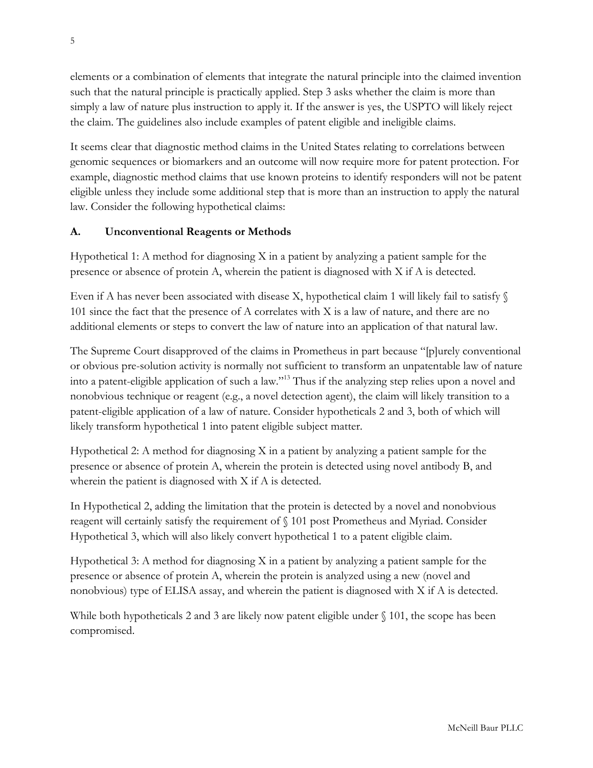elements or a combination of elements that integrate the natural principle into the claimed invention such that the natural principle is practically applied. Step 3 asks whether the claim is more than simply a law of nature plus instruction to apply it. If the answer is yes, the USPTO will likely reject the claim. The guidelines also include examples of patent eligible and ineligible claims.

It seems clear that diagnostic method claims in the United States relating to correlations between genomic sequences or biomarkers and an outcome will now require more for patent protection. For example, diagnostic method claims that use known proteins to identify responders will not be patent eligible unless they include some additional step that is more than an instruction to apply the natural law. Consider the following hypothetical claims:

### A. Unconventional Reagents or Methods

Hypothetical 1: A method for diagnosing X in a patient by analyzing a patient sample for the presence or absence of protein A, wherein the patient is diagnosed with X if A is detected.

Even if A has never been associated with disease X, hypothetical claim 1 will likely fail to satisfy § 101 since the fact that the presence of A correlates with X is a law of nature, and there are no additional elements or steps to convert the law of nature into an application of that natural law.

The Supreme Court disapproved of the claims in Prometheus in part because "[p]urely conventional or obvious pre-solution activity is normally not sufficient to transform an unpatentable law of nature into a patent-eligible application of such a law."[13] Thus if the analyzing step relies upon a novel and nonobvious technique or reagent (e.g., a novel detection agent), the claim will likely transition to a patent-eligible application of a law of nature. Consider hypotheticals 2 and 3, both of which will likely transform hypothetical 1 into patent eligible subject matter.

Hypothetical 2: A method for diagnosing X in a patient by analyzing a patient sample for the presence or absence of protein A, wherein the protein is detected using novel antibody B, and wherein the patient is diagnosed with X if A is detected.

In Hypothetical 2, adding the limitation that the protein is detected by a novel and nonobvious reagent will certainly satisfy the requirement of § 101 post Prometheus and Myriad. Consider Hypothetical 3, which will also likely convert hypothetical 1 to a patent eligible claim.

Hypothetical 3: A method for diagnosing X in a patient by analyzing a patient sample for the presence or absence of protein A, wherein the protein is analyzed using a new (novel and nonobvious) type of ELISA assay, and wherein the patient is diagnosed with X if A is detected.

While both hypotheticals 2 and 3 are likely now patent eligible under § 101, the scope has been compromised.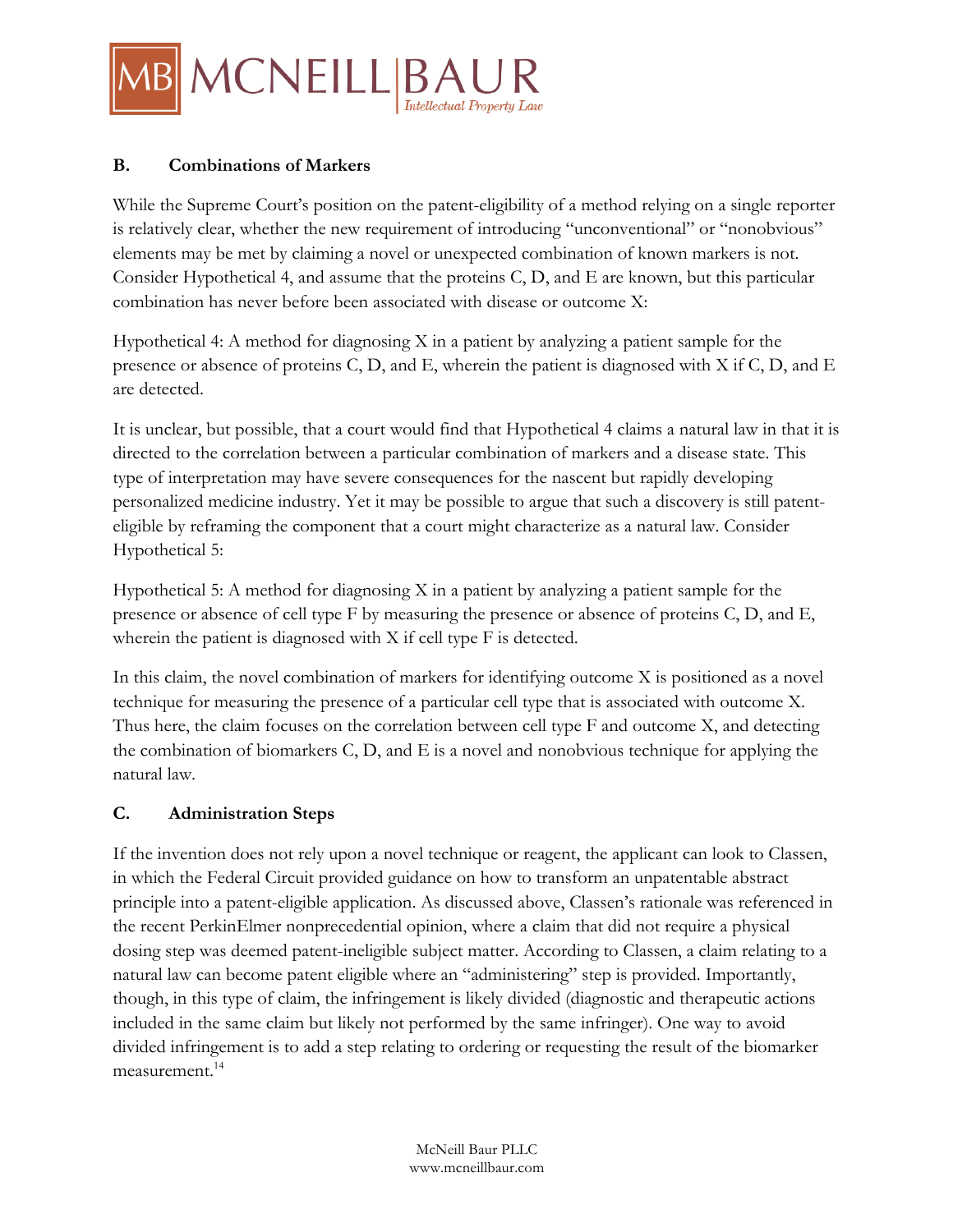## B. Combinations of Markers

While the Supreme Court's position on the patent-eligibility of a method relying on a single reporter is relatively clear, whether the new requirement of introducing "unconventional" or "nonobvious" elements may be met by claiming a novel or unexpected combination of known markers is not. Consider Hypothetical 4, and assume that the proteins C, D, and E are known, but this particular combination has never before been associated with disease or outcome X:

Hypothetical 4: A method for diagnosing X in a patient by analyzing a patient sample for the presence or absence of proteins C, D, and E, wherein the patient is diagnosed with X if C, D, and E are detected.

It is unclear, but possible, that a court would find that Hypothetical 4 claims a natural law in that it is directed to the correlation between a particular combination of markers and a disease state. This type of interpretation may have severe consequences for the nascent but rapidly developing personalized medicine industry. Yet it may be possible to argue that such a discovery is still patent-eligible by reframing the component that a court might characterize as a natural law. Consider Hypothetical 5:

Hypothetical 5: A method for diagnosing X in a patient by analyzing a patient sample for the presence or absence of cell type F by measuring the presence or absence of proteins C, D, and E, wherein the patient is diagnosed with X if cell type F is detected.

In this claim, the novel combination of markers for identifying outcome X is positioned as a novel technique for measuring the presence of a particular cell type that is associated with outcome X. Thus here, the claim focuses on the correlation between cell type F and outcome X, and detecting the combination of biomarkers C, D, and E is a novel and nonobvious technique for applying the natural law.

## C. Administration Steps

If the invention does not rely upon a novel technique or reagent, the applicant can look to Classen, in which the Federal Circuit provided guidance on how to transform an unpatentable abstract principle into a patent-eligible application. As discussed above, Classen's rationale was referenced in the recent PerkinElmer nonprecedential opinion, where a claim that did not require a physical dosing step was deemed patent-ineligible subject matter. According to Classen, a claim relating to a natural law can become patent eligible where an "administering" step is provided. Importantly, though, in this type of claim, the infringement is likely divided (diagnostic and therapeutic actions included in the same claim but likely not performed by the same infringer). One way to avoid divided infringement is to add a step relating to ordering or requesting the result of the biomarker measurement.[14]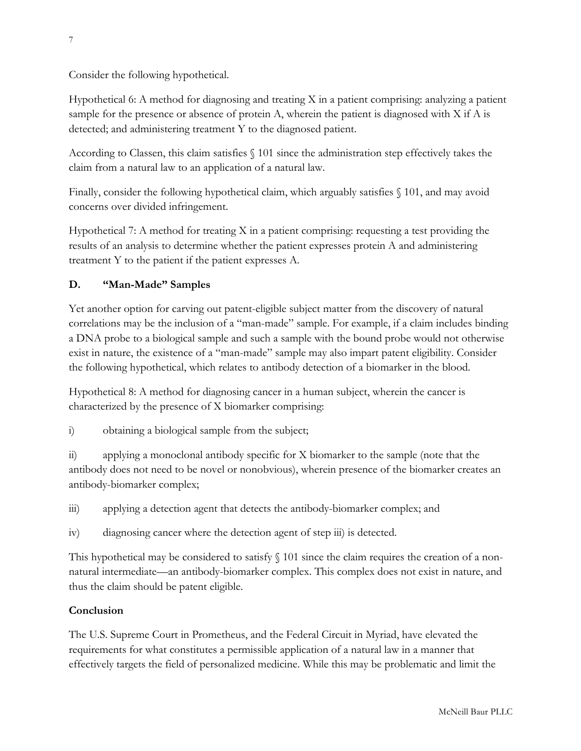Consider the following hypothetical.

Hypothetical 6: A method for diagnosing and treating X in a patient comprising: analyzing a patient sample for the presence or absence of protein A, wherein the patient is diagnosed with X if A is detected; and administering treatment Y to the diagnosed patient.

According to Classen, this claim satisfies § 101 since the administration step effectively takes the claim from a natural law to an application of a natural law.

Finally, consider the following hypothetical claim, which arguably satisfies § 101, and may avoid concerns over divided infringement.

Hypothetical 7: A method for treating X in a patient comprising: requesting a test providing the results of an analysis to determine whether the patient expresses protein A and administering treatment Y to the patient if the patient expresses A.

### D. "Man-Made" Samples

Yet another option for carving out patent-eligible subject matter from the discovery of natural correlations may be the inclusion of a "man-made" sample. For example, if a claim includes binding a DNA probe to a biological sample and such a sample with the bound probe would not otherwise exist in nature, the existence of a "man-made" sample may also impart patent eligibility. Consider the following hypothetical, which relates to antibody detection of a biomarker in the blood.

Hypothetical 8: A method for diagnosing cancer in a human subject, wherein the cancer is characterized by the presence of X biomarker comprising:

i) obtaining a biological sample from the subject;

ii) applying a monoclonal antibody specific for X biomarker to the sample (note that the antibody does not need to be novel or nonobvious), wherein presence of the biomarker creates an antibody-biomarker complex;

iii) applying a detection agent that detects the antibody-biomarker complex; and

iv) diagnosing cancer where the detection agent of step iii) is detected.

This hypothetical may be considered to satisfy § 101 since the claim requires the creation of a non-natural intermediate—an antibody-biomarker complex. This complex does not exist in nature, and thus the claim should be patent eligible.

### Conclusion

The U.S. Supreme Court in Prometheus, and the Federal Circuit in Myriad, have elevated the requirements for what constitutes a permissible application of a natural law in a manner that effectively targets the field of personalized medicine. While this may be problematic and limit the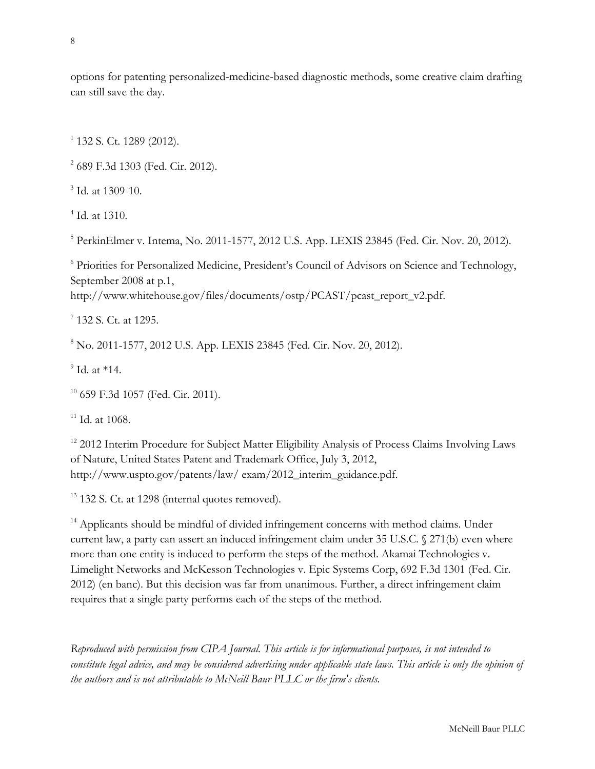options for patenting personalized-medicine-based diagnostic methods, some creative claim drafting can still save the day.

[1] 132 S. Ct. 1289 (2012).

[2] 689 F.3d 1303 (Fed. Cir. 2012).

[3] Id. at 1309-10.

[4] Id. at 1310.

[5] PerkinElmer v. Intema, No. 2011-1577, 2012 U.S. App. LEXIS 23845 (Fed. Cir. Nov. 20, 2012).

[6] Priorities for Personalized Medicine, President's Council of Advisors on Science and Technology, September 2008 at p.1, http://www.whitehouse.gov/files/documents/ostp/PCAST/pcast_report_v2.pdf.

[7] 132 S. Ct. at 1295.

[8] No. 2011-1577, 2012 U.S. App. LEXIS 23845 (Fed. Cir. Nov. 20, 2012).

[9] Id. at *14.

[10] 659 F.3d 1057 (Fed. Cir. 2011).

[11] Id. at 1068.

[12] 2012 Interim Procedure for Subject Matter Eligibility Analysis of Process Claims Involving Laws of Nature, United States Patent and Trademark Office, July 3, 2012, http://www.uspto.gov/patents/law/ exam/2012_interim_guidance.pdf.

[13] 132 S. Ct. at 1298 (internal quotes removed).

[14] Applicants should be mindful of divided infringement concerns with method claims. Under current law, a party can assert an induced infringement claim under 35 U.S.C. § 271(b) even where more than one entity is induced to perform the steps of the method. Akamai Technologies v. Limelight Networks and McKesson Technologies v. Epic Systems Corp, 692 F.3d 1301 (Fed. Cir. 2012) (en banc). But this decision was far from unanimous. Further, a direct infringement claim requires that a single party performs each of the steps of the method.

*Reproduced with permission from CIPA Journal. This article is for informational purposes, is not intended to constitute legal advice, and may be considered advertising under applicable state laws. This article is only the opinion of the authors and is not attributable to McNeill Baur PLLC or the firm's clients.*